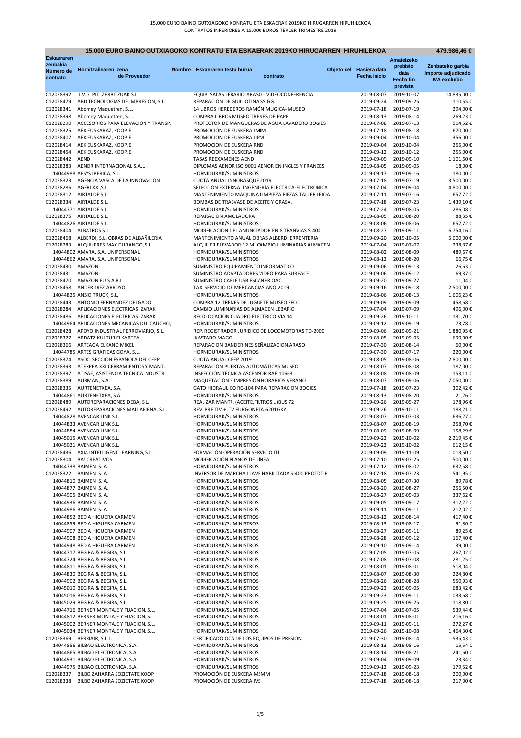15,000 EURO BAINO GUTXIAGOKO KONRATU ETA ESKAERAK 2019KO HIRUGARREN HIRUHILEKOA
CONTRATOS INFERIORES A 15.000 EUROS TERCER TRIMESTRE 2019

| 15.000 EURO BAINO GUTXIAGOKO KONTRATU ETA ESKAERAK 2019KO HIRUGARREN HIRUHILEKOA | | | | | 479.986,46 € |
|---|---|---|---|---|---|
| Eskaeraren zenbakia Número de contrato | Hornitzailearen izena Nombre de Proveedor | Eskaeraren testu burua Objeto del contrato | Hasiera data Fecha inicio | Amaietzeko prebisio data Fecha fin prevista | Zenbateko garbia Importe adjudicado IVA excluído |
| C12028392 | J.V.G. PITI ZERBITZUAK S.L. | EQUIP. SALAS LEBARIO-ARASO - VIDEOCONFERENCIA | 2019-08-07 | 2019-10-07 | 14.835,00 € |
| C12028479 | ABD TECNOLOGIAS DE IMPRESION, S.L. | REPARACION DE GUILLOTINA SS.GG. | 2019-09-24 | 2019-09-25 | 110,55 € |
| C12028341 | Abomey Maquetren, S.L. | 14 LIBROS HEREDEROS RAMÓN MUGICA- MUSEO | 2019-07-18 | 2019-07-19 | 294,00 € |
| C12028398 | Abomey Maquetren, S.L. | COMPRA LIBROS MUSEO TRENES DE PAPEL | 2019-08-13 | 2019-08-14 | 269,23 € |
| C12028290 | ACCESORIOS PARA ELEVACIÓN Y TRANSP. | PROTECTOR DE MANGUERAS DE AGUA LAVADERO BOGIES | 2019-07-08 | 2019-07-13 | 514,52 € |
| C12028325 | AEK EUSKARAZ, KOOP.E. | PROMOCIÓN DE EUSKERA JMIM | 2019-07-18 | 2019-08-18 | 670,00 € |
| C12028407 | AEK EUSKARAZ, KOOP.E. | PROMOCION DE EUSKERA JIPM | 2019-09-04 | 2019-10-04 | 356,00 € |
| C12028414 | AEK EUSKARAZ, KOOP.E. | PROMOCION DE EUSKERA RND | 2019-09-04 | 2019-10-04 | 255,00 € |
| C12028454 | AEK EUSKARAZ, KOOP.E. | PROMOCION DE EUSKERA RND | 2019-09-12 | 2019-10-12 | 255,00 € |
| C12028442 | AEND | TASAS REEXAMENES AEND | 2019-09-09 | 2019-09-10 | 1.101,60 € |
| C12028383 | AENOR INTERNACIONAL S.A.U | DIPLOMAS AENOR ISO 9001 AENOR EN INGLES Y FRANCES | 2019-08-05 | 2019-09-05 | 18,00 € |
| 14044988 | AESYS IBERICA, S.L. | HORNIDURAK/SUMINISTROS | 2019-09-17 | 2019-09-16 | 180,00 € |
| C12028323 | AGENCIA VASCA DE LA INNOVACION | CUOTA ANUAL INNOBASQUE 2019 | 2019-07-18 | 2019-07-19 | 3.500,00 € |
| C12028286 | AGERI XXI,S.L. | SELECCIÓN EXTERNA_INGENIERÍA ELECTRICA-ELECTRONICA | 2019-07-04 | 2019-09-04 | 4.800,00 € |
| C12028312 | AIRTALDE S.L. | MANTENIMIENTO MAQUINA LIMPIEZA PIEZAS TALLER LEIOA | 2019-07-11 | 2019-07-16 | 657,72 € |
| C12028334 | AIRTALDE S.L. | BOMBAS DE TRASVASE DE ACEITE Y GRASA. | 2019-07-18 | 2019-07-23 | 1.439,10 € |
| 14044771 | AIRTALDE S.L. | HORNIDURAK/SUMINISTROS | 2019-07-24 | 2019-08-05 | 286,08 € |
| C12028375 | AIRTALDE S.L. | REPARACION AMOLADORA | 2019-08-05 | 2019-08-20 | 88,35 € |
| 14044826 | AIRTALDE S.L. | HORNIDURAK/SUMINISTROS | 2019-08-06 | 2019-08-06 | 657,72 € |
| C12028404 | ALBATROS S.L | MODIFICACION DEL ANUNCIADOR EN 8 TRANVIAS S-400 | 2019-08-27 | 2019-09-11 | 6.754,16 € |
| C12028468 | ALBERDI, S.L. OBRAS DE ALBAÑILERIA | MANTENIMIENTO ANUAL OBRAS ALBERDI.ERRENTERIA | 2019-09-20 | 2019-10-05 | 5.000,00 € |
| C12028283 | ALQUILERES MAX DURANGO, S.L. | ALQUILER ELEVADOR 12 M. CAMBIO LUMINARIAS ALMACEN | 2019-07-04 | 2019-07-07 | 238,87 € |
| 14044802 | AMARA, S.A. UNIPERSONAL | HORNIDURAK/SUMINISTROS | 2019-08-02 | 2019-08-09 | 489,67 € |
| 14044862 | AMARA, S.A. UNIPERSONAL | HORNIDURAK/SUMINISTROS | 2019-08-13 | 2019-08-20 | 66,75 € |
| C12028430 | AMAZON | SUMINISTRO EQUIPAMIENTO INFORMATICO | 2019-09-06 | 2019-09-13 | 26,63 € |
| C12028431 | AMAZON | SUMINISTRO ADAPTADORES VIDEO PARA SURFACE | 2019-09-06 | 2019-09-12 | 69,37 € |
| C12028470 | AMAZON EU S.A.R.L. | SUMINISTRO CABLE USB ESCANER OAC | 2019-09-20 | 2019-09-27 | 11,04 € |
| C12028458 | ANDER DIEZ ARROYO | TAXI SERVICIO DE MERCANCIAS AÑO 2019 | 2019-09-16 | 2019-09-18 | 2.500,00 € |
| 14044825 | ANSIO TRUCK, S.L. | HORNIDURAK/SUMINISTROS | 2019-08-06 | 2019-08-13 | 1.606,23 € |
| C12028443 | ANTONIO FERNANDEZ DELGADO | COMPRA 12 TRENES DE JUGUETE MUSEO FFCC | 2019-09-09 | 2019-09-09 | 458,68 € |
| C12028284 | APLICACIONES ELECTRICAS IZARAK | CAMBIO LUMINARIAS DE ALMACEN LEBARIO | 2019-07-04 | 2019-07-09 | 496,00 € |
| C12028486 | APLICACIONES ELECTRICAS IZARAK | RECOLOCACION CUADRO ELECTRICO VIA 14 | 2019-09-26 | 2019-10-11 | 1.131,70 € |
| 14044964 | APLICACIONES MECANICAS DEL CAUCHO, | HORNIDURAK/SUMINISTROS | 2019-09-12 | 2019-09-19 | 73,78 € |
| C12028428 | APOYO INDUSTRIAL FERROVIARIO, S.L. | REP. REGISTRADOR JURIDICO DE LOCOMOTORAS TD-2000 | 2019-09-06 | 2019-09-21 | 1.880,95 € |
| C12028377 | ARDATZ KULTUR ELKARTEA | IKASTARO MAGC | 2019-08-05 | 2019-09-05 | 690,00 € |
| C12028366 | ARTEAGA ELKANO MIKEL | REPARACION BANDERINES SEÑALIZACION.ARASO | 2019-07-30 | 2019-08-14 | 60,00 € |
| 14044785 | ARTES GRAFICAS GOYA, S.L. | HORNIDURAK/SUMINISTROS | 2019-07-30 | 2019-07-17 | 220,00 € |
| C12028374 | ASOC. SECCION ESPAÑOLA DEL CEEP | CUOTA ANUAL CEEP 2019 | 2019-08-05 | 2019-08-06 | 2.800,00 € |
| C12028393 | ATERPEA XXI CERRAMIENTOS Y MANT. | REPARACIÓN PUERTAS AUTOMÁTICAS MUSEO | 2019-08-07 | 2019-08-08 | 187,00 € |
| C12028397 | ATISAE, ASISTENCIA TECNICA INDUSTR | INSPECCIÓN TÉCNICA ASCENSOR RAE 10663 | 2019-08-08 | 2019-08-09 | 153,11 € |
| C12028389 | AURMAN, S.A. | MAQUETACIÓN E IMPRESIÓN HORARIOS VERANO | 2019-08-07 | 2019-09-06 | 7.050,00 € |
| C12028335 | AURTENETXEA, S.A. | GATO HIDRAULICO RC-100 PARA REPARACION BOGIES | 2019-07-18 | 2019-07-23 | 302,42 € |
| 14044861 | AURTENETXEA, S.A. | HORNIDURAK/SUMINISTROS | 2019-08-13 | 2019-08-20 | 21,26 € |
| C12028489 | AUTOREPARACIONES DEBA, S.L. | REALIZAR MANTº. (ACEITE,FILTROS...)BUS 72 | 2019-09-26 | 2019-09-27 | 178,96 € |
| C12028492 | AUTOREPARACIONES MALLABIENA, S.L. | REV. PRE ITV + ITV FURGONETA 6201GKY | 2019-09-26 | 2019-10-11 | 188,21 € |
| 14044828 | AVENCAR LINK S.L. | HORNIDURAK/SUMINISTROS | 2019-08-07 | 2019-07-03 | 636,27 € |
| 14044833 | AVENCAR LINK S.L. | HORNIDURAK/SUMINISTROS | 2019-08-07 | 2019-08-19 | 258,70 € |
| 14044884 | AVENCAR LINK S.L. | HORNIDURAK/SUMINISTROS | 2019-08-09 | 2019-08-09 | 158,29 € |
| 14045015 | AVENCAR LINK S.L. | HORNIDURAK/SUMINISTROS | 2019-09-23 | 2019-10-02 | 2.219,45 € |
| 14045021 | AVENCAR LINK S.L. | HORNIDURAK/SUMINISTROS | 2019-09-23 | 2019-10-02 | 612,15 € |
| C12028436 | AXIA INTELLIGENT LEARNING, S.L. | FORMACIÓN OPERACIÓN SERVICIO ITL | 2019-09-09 | 2019-11-09 | 1.013,50 € |
| C12028304 | BA! CREATIVOS | MODIFICACIÓN PLANOS DE LÍNEA | 2019-07-10 | 2019-07-25 | 500,00 € |
| 14044738 | BAIMEN S. A. | HORNIDURAK/SUMINISTROS | 2019-07-12 | 2019-08-02 | 632,58 € |
| C12028322 | BAIMEN S. A. | INVERSOR DE MARCHA LLAVE HABILITADA S-400 PROTOTIP | 2019-07-18 | 2019-07-23 | 541,95 € |
| 14044810 | BAIMEN S. A. | HORNIDURAK/SUMINISTROS | 2019-08-05 | 2019-07-30 | 89,78 € |
| 14044877 | BAIMEN S. A. | HORNIDURAK/SUMINISTROS | 2019-08-20 | 2019-08-27 | 256,50 € |
| 14044905 | BAIMEN S. A. | HORNIDURAK/SUMINISTROS | 2019-08-27 | 2019-09-03 | 337,62 € |
| 14044936 | BAIMEN S. A. | HORNIDURAK/SUMINISTROS | 2019-09-05 | 2019-09-17 | 1.312,22 € |
| 14044986 | BAIMEN S. A. | HORNIDURAK/SUMINISTROS | 2019-09-11 | 2019-09-11 | 212,02 € |
| 14044852 | BEDIA HIGUERA CARMEN | HORNIDURAK/SUMINISTROS | 2019-08-12 | 2019-08-14 | 417,40 € |
| 14044859 | BEDIA HIGUERA CARMEN | HORNIDURAK/SUMINISTROS | 2019-08-13 | 2019-08-17 | 91,80 € |
| 14044907 | BEDIA HIGUERA CARMEN | HORNIDURAK/SUMINISTROS | 2019-08-27 | 2019-09-11 | 89,25 € |
| 14044908 | BEDIA HIGUERA CARMEN | HORNIDURAK/SUMINISTROS | 2019-08-28 | 2019-09-12 | 167,40 € |
| 14044948 | BEDIA HIGUERA CARMEN | HORNIDURAK/SUMINISTROS | 2019-09-10 | 2019-09-14 | 39,00 € |
| 14044717 | BEGIRA & BEGIRA, S.L. | HORNIDURAK/SUMINISTROS | 2019-07-05 | 2019-07-05 | 267,02 € |
| 14044724 | BEGIRA & BEGIRA, S.L. | HORNIDURAK/SUMINISTROS | 2019-07-08 | 2019-07-08 | 281,25 € |
| 14044811 | BEGIRA & BEGIRA, S.L. | HORNIDURAK/SUMINISTROS | 2019-08-01 | 2019-08-01 | 518,04 € |
| 14044830 | BEGIRA & BEGIRA, S.L. | HORNIDURAK/SUMINISTROS | 2019-08-07 | 2019-08-30 | 224,80 € |
| 14044902 | BEGIRA & BEGIRA, S.L. | HORNIDURAK/SUMINISTROS | 2019-08-26 | 2019-08-28 | 550,93 € |
| 14045010 | BEGIRA & BEGIRA, S.L. | HORNIDURAK/SUMINISTROS | 2019-09-23 | 2019-09-05 | 683,42 € |
| 14045016 | BEGIRA & BEGIRA, S.L. | HORNIDURAK/SUMINISTROS | 2019-09-23 | 2019-09-11 | 1.033,68 € |
| 14045029 | BEGIRA & BEGIRA, S.L. | HORNIDURAK/SUMINISTROS | 2019-09-25 | 2019-09-25 | 118,80 € |
| 14044716 | BERNER MONTAJE Y FIJACION, S.L. | HORNIDURAK/SUMINISTROS | 2019-07-04 | 2019-07-05 | 539,44 € |
| 14044812 | BERNER MONTAJE Y FIJACION, S.L. | HORNIDURAK/SUMINISTROS | 2019-08-01 | 2019-08-01 | 216,16 € |
| 14045002 | BERNER MONTAJE Y FIJACION, S.L. | HORNIDURAK/SUMINISTROS | 2019-09-11 | 2019-09-11 | 272,27 € |
| 14045034 | BERNER MONTAJE Y FIJACION, S.L. | HORNIDURAK/SUMINISTROS | 2019-09-26 | 2019-10-08 | 1.464,30 € |
| C12028369 | BERRIAIR, S.L.L. | CERTIFICADO OCA DE LOS EQUIPOS DE PRESION | 2019-07-30 | 2019-08-14 | 535,43 € |
| 14044856 | BILBAO ELECTRONICA, S.A. | HORNIDURAK/SUMINISTROS | 2019-08-13 | 2019-08-16 | 15,54 € |
| 14044865 | BILBAO ELECTRONICA, S.A. | HORNIDURAK/SUMINISTROS | 2019-08-14 | 2019-08-21 | 241,60 € |
| 14044931 | BILBAO ELECTRONICA, S.A. | HORNIDURAK/SUMINISTROS | 2019-09-04 | 2019-09-09 | 23,34 € |
| 14044975 | BILBAO ELECTRONICA, S.A. | HORNIDURAK/SUMINISTROS | 2019-09-13 | 2019-09-23 | 179,52 € |
| C12028337 | BILBO ZAHARRA SOZIETATE KOOP | PROMOCIÓN DE EUSKERA MSMM | 2019-07-18 | 2019-08-18 | 200,00 € |
| C12028338 | BILBO ZAHARRA SOZIETATE KOOP | PROMOCIÓN DE EUSKERA IVS | 2019-07-18 | 2019-08-18 | 217,00 € |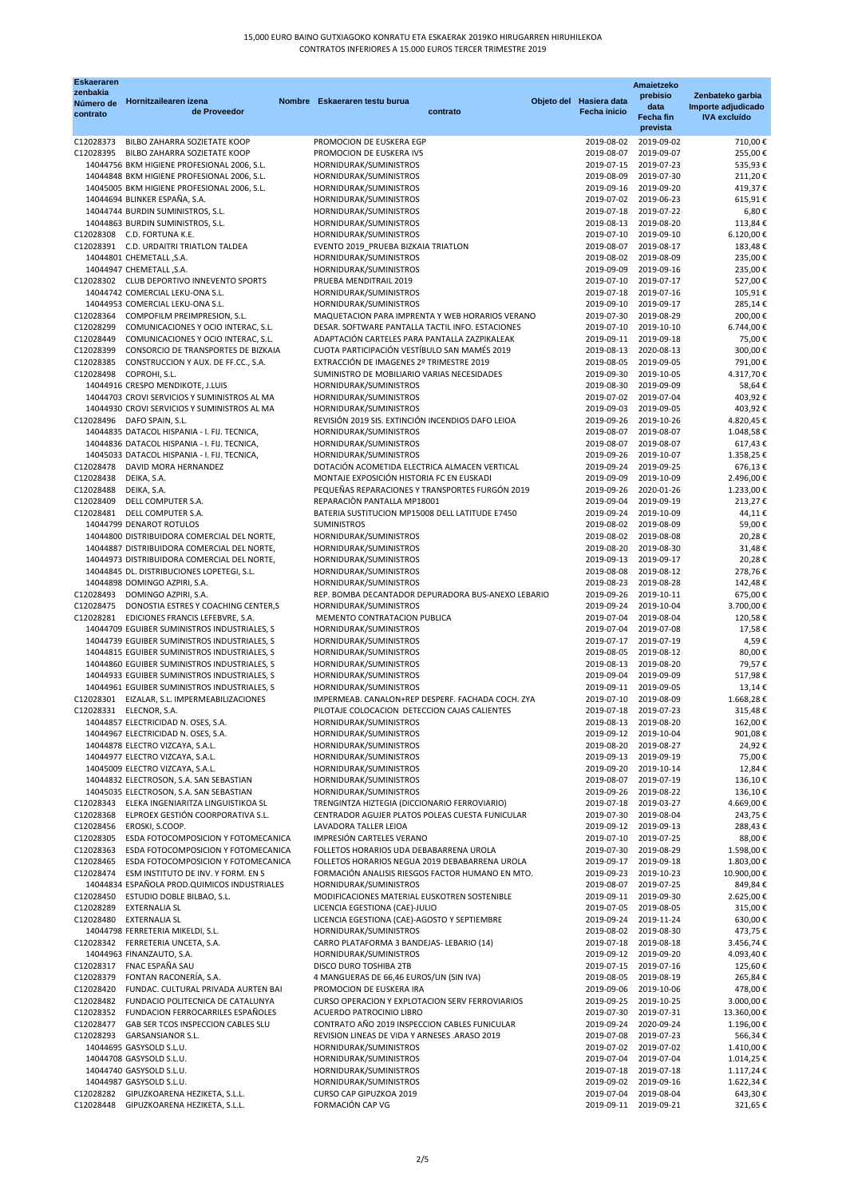15,000 EURO BAINO GUTXIAGOKO KONRATU ETA ESKAERAK 2019KO HIRUGARREN HIRUHILEKOA
CONTRATOS INFERIORES A 15.000 EUROS TERCER TRIMESTRE 2019

| Eskaeraren zenbakia Número de contrato | Hornitzailearen izena Nombre de Proveedor | Eskaeraren testu burua Objeto del contrato | Hasiera data Fecha inicio | Amaietzeko prebisio data Fecha fin prevista | Zenbateko garbia Importe adjudicado IVA excluído |
|---|---|---|---|---|---|
| C12028373 | BILBO ZAHARRA SOZIETATE KOOP | PROMOCION DE EUSKERA EGP | 2019-08-02 | 2019-09-02 | 710,00 € |
| C12028395 | BILBO ZAHARRA SOZIETATE KOOP | PROMOCION DE EUSKERA IVS | 2019-08-07 | 2019-09-07 | 255,00 € |
| 14044756 | BKM HIGIENE PROFESIONAL 2006, S.L. | HORNIDURAK/SUMINISTROS | 2019-07-15 | 2019-07-23 | 535,93 € |
| 14044848 | BKM HIGIENE PROFESIONAL 2006, S.L. | HORNIDURAK/SUMINISTROS | 2019-08-09 | 2019-07-30 | 211,20 € |
| 14045005 | BKM HIGIENE PROFESIONAL 2006, S.L. | HORNIDURAK/SUMINISTROS | 2019-09-16 | 2019-09-20 | 419,37 € |
| 14044694 | BLINKER ESPAÑA, S.A. | HORNIDURAK/SUMINISTROS | 2019-07-02 | 2019-06-23 | 615,91 € |
| 14044744 | BURDIN SUMINISTROS, S.L. | HORNIDURAK/SUMINISTROS | 2019-07-18 | 2019-07-22 | 6,80 € |
| 14044863 | BURDIN SUMINISTROS, S.L. | HORNIDURAK/SUMINISTROS | 2019-08-13 | 2019-08-20 | 113,84 € |
| C12028308 | C.D. FORTUNA K.E. | HORNIDURAK/SUMINISTROS | 2019-07-10 | 2019-09-10 | 6.120,00 € |
| C12028391 | C.D. URDAITRI TRIATLON TALDEA | EVENTO 2019_PRUEBA BIZKAIA TRIATLON | 2019-08-07 | 2019-08-17 | 183,48 € |
| 14044801 | CHEMETALL ,S.A. | HORNIDURAK/SUMINISTROS | 2019-08-02 | 2019-08-09 | 235,00 € |
| 14044947 | CHEMETALL ,S.A. | HORNIDURAK/SUMINISTROS | 2019-09-09 | 2019-09-16 | 235,00 € |
| C12028302 | CLUB DEPORTIVO INNEVENTO SPORTS | PRUEBA MENDITRAIL 2019 | 2019-07-10 | 2019-07-17 | 527,00 € |
| 14044742 | COMERCIAL LEKU-ONA S.L. | HORNIDURAK/SUMINISTROS | 2019-07-18 | 2019-07-16 | 105,91 € |
| 14044953 | COMERCIAL LEKU-ONA S.L. | HORNIDURAK/SUMINISTROS | 2019-09-10 | 2019-09-17 | 285,14 € |
| C12028364 | COMPOFILM PREIMPRESION, S.L. | MAQUETACION PARA IMPRENTA Y WEB HORARIOS VERANO | 2019-07-30 | 2019-08-29 | 200,00 € |
| C12028299 | COMUNICACIONES Y OCIO INTERAC, S.L. | DESAR. SOFTWARE PANTALLA TACTIL INFO. ESTACIONES | 2019-07-10 | 2019-10-10 | 6.744,00 € |
| C12028449 | COMUNICACIONES Y OCIO INTERAC, S.L. | ADAPTACIÓN CARTELES PARA PANTALLA ZAZPIKALEAK | 2019-09-11 | 2019-09-18 | 75,00 € |
| C12028399 | CONSORCIO DE TRANSPORTES DE BIZKAIA | CUOTA PARTICIPACIÓN VESTÍBULO SAN MAMÉS 2019 | 2019-08-13 | 2020-08-13 | 300,00 € |
| C12028385 | CONSTRUCCION Y AUX. DE FF.CC., S.A. | EXTRACCIÓN DE IMAGENES 2º TRIMESTRE 2019 | 2019-08-05 | 2019-09-05 | 791,00 € |
| C12028498 | COPROHI, S.L. | SUMINISTRO DE MOBILIARIO VARIAS NECESIDADES | 2019-09-30 | 2019-10-05 | 4.317,70 € |
| 14044916 | CRESPO MENDIKOTE, J.LUIS | HORNIDURAK/SUMINISTROS | 2019-08-30 | 2019-09-09 | 58,64 € |
| 14044703 | CROVI SERVICIOS Y SUMINISTROS AL MA | HORNIDURAK/SUMINISTROS | 2019-07-02 | 2019-07-04 | 403,92 € |
| 14044930 | CROVI SERVICIOS Y SUMINISTROS AL MA | HORNIDURAK/SUMINISTROS | 2019-09-03 | 2019-09-05 | 403,92 € |
| C12028496 | DAFO SPAIN, S.L. | REVISIÓN 2019 SIS. EXTINCIÓN INCENDIOS DAFO LEIOA | 2019-09-26 | 2019-10-26 | 4.820,45 € |
| 14044835 | DATACOL HISPANIA - I. FIJ. TECNICA, | HORNIDURAK/SUMINISTROS | 2019-08-07 | 2019-08-07 | 1.048,58 € |
| 14044836 | DATACOL HISPANIA - I. FIJ. TECNICA, | HORNIDURAK/SUMINISTROS | 2019-08-07 | 2019-08-07 | 617,43 € |
| 14045033 | DATACOL HISPANIA - I. FIJ. TECNICA, | HORNIDURAK/SUMINISTROS | 2019-09-26 | 2019-10-07 | 1.358,25 € |
| C12028478 | DAVID MORA HERNANDEZ | DOTACIÓN ACOMETIDA ELECTRICA ALMACEN VERTICAL | 2019-09-24 | 2019-09-25 | 676,13 € |
| C12028438 | DEIKA, S.A. | MONTAJE EXPOSICIÓN HISTORIA FC EN EUSKADI | 2019-09-09 | 2019-10-09 | 2.496,00 € |
| C12028488 | DEIKA, S.A. | PEQUEÑAS REPARACIONES Y TRANSPORTES FURGÓN 2019 | 2019-09-26 | 2020-01-26 | 1.233,00 € |
| C12028409 | DELL COMPUTER S.A. | REPARACIÓN PANTALLA MP18001 | 2019-09-04 | 2019-09-19 | 213,27 € |
| C12028481 | DELL COMPUTER S.A. | BATERIA SUSTITUCION MP15008 DELL LATITUDE E7450 | 2019-09-24 | 2019-10-09 | 44,11 € |
| 14044799 | DENAROT ROTULOS | SUMINISTROS | 2019-08-02 | 2019-08-09 | 59,00 € |
| 14044800 | DISTRIBUIDORA COMERCIAL DEL NORTE, | HORNIDURAK/SUMINISTROS | 2019-08-02 | 2019-08-08 | 20,28 € |
| 14044887 | DISTRIBUIDORA COMERCIAL DEL NORTE, | HORNIDURAK/SUMINISTROS | 2019-08-20 | 2019-08-30 | 31,48 € |
| 14044973 | DISTRIBUIDORA COMERCIAL DEL NORTE, | HORNIDURAK/SUMINISTROS | 2019-09-13 | 2019-09-17 | 20,28 € |
| 14044845 | DL. DISTRIBUCIONES LOPETEGI, S.L. | HORNIDURAK/SUMINISTROS | 2019-08-08 | 2019-08-12 | 278,76 € |
| 14044898 | DOMINGO AZPIRI, S.A. | HORNIDURAK/SUMINISTROS | 2019-08-23 | 2019-08-28 | 142,48 € |
| C12028493 | DOMINGO AZPIRI, S.A. | REP. BOMBA DECANTADOR DEPURADORA BUS-ANEXO LEBARIO | 2019-09-26 | 2019-10-11 | 675,00 € |
| C12028475 | DONOSTIA ESTRES Y COACHING CENTER,S | HORNIDURAK/SUMINISTROS | 2019-09-24 | 2019-10-04 | 3.700,00 € |
| C12028281 | EDICIONES FRANCIS LEFEBVRE, S.A. | MEMENTO CONTRATACION PUBLICA | 2019-07-04 | 2019-08-04 | 120,58 € |
| 14044709 | EGUIBER SUMINISTROS INDUSTRIALES, S | HORNIDURAK/SUMINISTROS | 2019-07-04 | 2019-07-08 | 17,58 € |
| 14044739 | EGUIBER SUMINISTROS INDUSTRIALES, S | HORNIDURAK/SUMINISTROS | 2019-07-17 | 2019-07-19 | 4,59 € |
| 14044815 | EGUIBER SUMINISTROS INDUSTRIALES, S | HORNIDURAK/SUMINISTROS | 2019-08-05 | 2019-08-12 | 80,00 € |
| 14044860 | EGUIBER SUMINISTROS INDUSTRIALES, S | HORNIDURAK/SUMINISTROS | 2019-08-13 | 2019-08-20 | 79,57 € |
| 14044933 | EGUIBER SUMINISTROS INDUSTRIALES, S | HORNIDURAK/SUMINISTROS | 2019-09-04 | 2019-09-09 | 517,98 € |
| 14044961 | EGUIBER SUMINISTROS INDUSTRIALES, S | HORNIDURAK/SUMINISTROS | 2019-09-11 | 2019-09-05 | 13,14 € |
| C12028301 | EIZALAR, S.L. IMPERMEABILIZACIONES | IMPERMEAB. CANALON+REP DESPERF. FACHADA COCH. ZYA | 2019-07-10 | 2019-08-09 | 1.668,28 € |
| C12028331 | ELECNOR, S.A. | PILOTAJE COLOCACION DETECCION CAJAS CALIENTES | 2019-07-18 | 2019-07-23 | 315,48 € |
| 14044857 | ELECTRICIDAD N. OSES, S.A. | HORNIDURAK/SUMINISTROS | 2019-08-13 | 2019-08-20 | 162,00 € |
| 14044967 | ELECTRICIDAD N. OSES, S.A. | HORNIDURAK/SUMINISTROS | 2019-09-12 | 2019-10-04 | 901,08 € |
| 14044878 | ELECTRO VIZCAYA, S.A.L. | HORNIDURAK/SUMINISTROS | 2019-08-20 | 2019-08-27 | 24,92 € |
| 14044977 | ELECTRO VIZCAYA, S.A.L. | HORNIDURAK/SUMINISTROS | 2019-09-13 | 2019-09-19 | 75,00 € |
| 14045009 | ELECTRO VIZCAYA, S.A.L. | HORNIDURAK/SUMINISTROS | 2019-09-20 | 2019-10-14 | 12,84 € |
| 14044832 | ELECTROSON, S.A. SAN SEBASTIAN | HORNIDURAK/SUMINISTROS | 2019-08-07 | 2019-07-19 | 136,10 € |
| 14045035 | ELECTROSON, S.A. SAN SEBASTIAN | HORNIDURAK/SUMINISTROS | 2019-09-26 | 2019-08-22 | 136,10 € |
| C12028343 | ELEKA INGENIARITZA LINGUISTIKOA SL | TRENGINTZA HIZTEGIA (DICCIONARIO FERROVIARIO) | 2019-07-18 | 2019-03-27 | 4.669,00 € |
| C12028368 | ELPROEX GESTIÓN COORPORATIVA S.L. | CENTRADOR AGUJER PLATOS POLEAS CUESTA FUNICULAR | 2019-07-30 | 2019-08-04 | 243,75 € |
| C12028456 | EROSKI, S.COOP. | LAVADORA TALLER LEIOA | 2019-09-12 | 2019-09-13 | 288,43 € |
| C12028305 | ESDA FOTOCOMPOSICION Y FOTOMECANICA | IMPRESIÓN CARTELES VERANO | 2019-07-10 | 2019-07-25 | 88,00 € |
| C12028363 | ESDA FOTOCOMPOSICION Y FOTOMECANICA | FOLLETOS HORARIOS UDA DEBABARRENA UROLA | 2019-07-30 | 2019-08-29 | 1.598,00 € |
| C12028465 | ESDA FOTOCOMPOSICION Y FOTOMECANICA | FOLLETOS HORARIOS NEGUA 2019 DEBABARRENA UROLA | 2019-09-17 | 2019-09-18 | 1.803,00 € |
| C12028474 | ESM INSTITUTO DE INV. Y FORM. EN S | FORMACIÓN ANALISIS RIESGOS FACTOR HUMANO EN MTO. | 2019-09-23 | 2019-10-23 | 10.900,00 € |
| 14044834 | ESPAÑOLA PROD.QUIMICOS INDUSTRIALES | HORNIDURAK/SUMINISTROS | 2019-08-07 | 2019-07-25 | 849,84 € |
| C12028450 | ESTUDIO DOBLE BILBAO, S.L. | MODIFICACIONES MATERIAL EUSKOTREN SOSTENIBLE | 2019-09-11 | 2019-09-30 | 2.625,00 € |
| C12028289 | EXTERNALIA SL | LICENCIA EGESTIONA (CAE)-JULIO | 2019-07-05 | 2019-08-05 | 315,00 € |
| C12028480 | EXTERNALIA SL | LICENCIA EGESTIONA (CAE)-AGOSTO Y SEPTIEMBRE | 2019-09-24 | 2019-11-24 | 630,00 € |
| 14044798 | FERRETERIA MIKELDI, S.L. | HORNIDURAK/SUMINISTROS | 2019-08-02 | 2019-08-30 | 473,75 € |
| C12028342 | FERRETERIA UNCETA, S.A. | CARRO PLATAFORMA 3 BANDEJAS- LEBARIO (14) | 2019-07-18 | 2019-08-18 | 3.456,74 € |
| 14044963 | FINANZAUTO, S.A. | HORNIDURAK/SUMINISTROS | 2019-09-12 | 2019-09-20 | 4.093,40 € |
| C12028317 | FNAC ESPAÑA SAU | DISCO DURO TOSHIBA 2TB | 2019-07-15 | 2019-07-16 | 125,60 € |
| C12028379 | FONTAN RACONERÍA, S.A. | 4 MANGUERAS DE 66,46 EUROS/UN (SIN IVA) | 2019-08-05 | 2019-08-19 | 265,84 € |
| C12028420 | FUNDAC. CULTURAL PRIVADA AURTEN BAI | PROMOCION DE EUSKERA IRA | 2019-09-06 | 2019-10-06 | 478,00 € |
| C12028482 | FUNDACIO POLITECNICA DE CATALUNYA | CURSO OPERACION Y EXPLOTACION SERV FERROVIARIOS | 2019-09-25 | 2019-10-25 | 3.000,00 € |
| C12028352 | FUNDACION FERROCARRILES ESPAÑOLES | ACUERDO PATROCINIO LIBRO | 2019-07-30 | 2019-07-31 | 13.360,00 € |
| C12028477 | GAB SER TCOS INSPECCION CABLES SLU | CONTRATO AÑO 2019 INSPECCION CABLES FUNICULAR | 2019-09-24 | 2020-09-24 | 1.196,00 € |
| C12028293 | GARSANSIANOR S.L. | REVISION LINEAS DE VIDA Y ARNESES .ARASO 2019 | 2019-07-08 | 2019-07-23 | 566,34 € |
| 14044695 | GASYSOLD S.L.U. | HORNIDURAK/SUMINISTROS | 2019-07-02 | 2019-07-02 | 1.410,00 € |
| 14044708 | GASYSOLD S.L.U. | HORNIDURAK/SUMINISTROS | 2019-07-04 | 2019-07-04 | 1.014,25 € |
| 14044740 | GASYSOLD S.L.U. | HORNIDURAK/SUMINISTROS | 2019-07-18 | 2019-07-18 | 1.117,24 € |
| 14044987 | GASYSOLD S.L.U. | HORNIDURAK/SUMINISTROS | 2019-09-02 | 2019-09-16 | 1.622,34 € |
| C12028282 | GIPUZKOARENA HEZIKETA, S.L.L. | CURSO CAP GIPUZKOA 2019 | 2019-07-04 | 2019-08-04 | 643,30 € |
| C12028448 | GIPUZKOARENA HEZIKETA, S.L.L. | FORMACIÓN CAP VG | 2019-09-11 | 2019-09-21 | 321,65 € |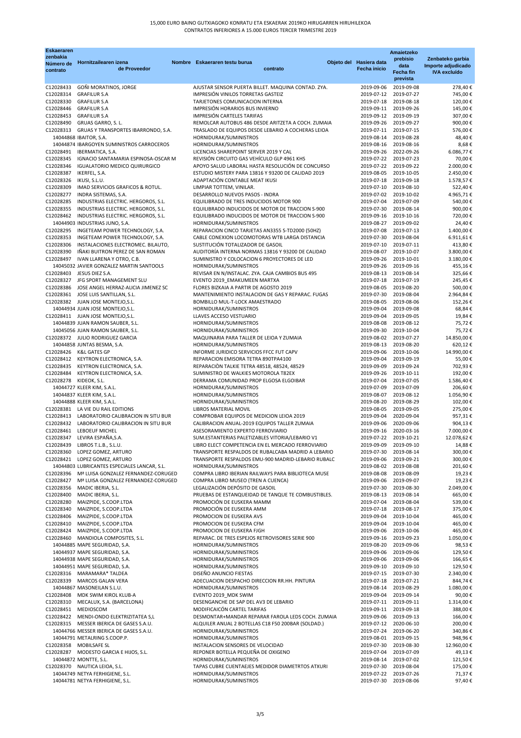15,000 EURO BAINO GUTXIAGOKO KONRATU ETA ESKAERAK 2019KO HIRUGARREN HIRUHILEKOA
CONTRATOS INFERIORES A 15.000 EUROS TERCER TRIMESTRE 2019

| Eskaeraren zenbakia Número de contrato | Hornitzailearen izena Nombre de Proveedor | Eskaeraren testu burua Objeto del contrato | Hasiera data Fecha inicio | Amaietzeko prebisio data Fecha fin prevista | Zenbateko garbia Importe adjudicado IVA excluído |
|---|---|---|---|---|---|
| C12028433 | GOÑI MORATINOS, JORGE | AJUSTAR SENSOR PUERTA BILLET. MAQUINA CONTAD. ZYA. | 2019-09-06 | 2019-09-08 | 278,40 € |
| C12028314 | GRAFILUR S.A | IMPRESIÓN VINILOS TORRETAS GASTEIZ | 2019-07-12 | 2019-07-27 | 745,00 € |
| C12028330 | GRAFILUR S.A | TARJETONES COMUNICACION INTERNA | 2019-07-18 | 2019-08-18 | 120,00 € |
| C12028446 | GRAFILUR S.A | IMPRESIÓN HORARIOS BUS INVIERNO | 2019-09-11 | 2019-09-26 | 145,00 € |
| C12028453 | GRAFILUR S.A | IMPRESIÓN CARTELES TARIFAS | 2019-09-12 | 2019-09-19 | 307,00 € |
| C12028490 | GRUAS GARRO, S. L. | REMOLCAR AUTOBUS 486 DESDE ARITZETA A COCH. ZUMAIA | 2019-09-26 | 2019-09-27 | 900,00 € |
| C12028313 | GRUAS Y TRANSPORTES IBARRONDO, S.A. | TRASLADO DE EQUIPOS DESDE LEBARIO A COCHERAS LEIOA | 2019-07-11 | 2019-07-15 | 576,00 € |
| 14044868 | IBAITOR, S.A. | HORNIDURAK/SUMINISTROS | 2019-08-14 | 2019-08-28 | 48,40 € |
| 14044874 | IBARGOYEN SUMINISTROS CARROCEROS | HORNIDURAK/SUMINISTROS | 2019-08-16 | 2019-08-16 | 8,68 € |
| C12028491 | IBERMATICA, S.A. | LICENCIAS SHAREPOINT SERVER 2019 Y CAL | 2019-09-26 | 2022-09-26 | 6.086,77 € |
| C12028345 | IGNACIO SANTAMARIA ESPINOSA-OSCAR M | REVISIÓN CIRCUITO GAS VEHÍCULO GLP 4961 KHS | 2019-07-22 | 2019-07-23 | 70,00 € |
| C12028346 | IGUALATORIO MEDICO QUIRURGICO | APOYO SALUD LABORAL HASTA RESOLUCIÓN DE CONCURSO | 2019-07-22 | 2019-09-22 | 2.000,00 € |
| C12028387 | IKERFEL, S.A. | ESTUDIO MISTERY PARA 13816 Y 93200 DE CALIDAD 2019 | 2019-08-05 | 2019-10-05 | 2.450,00 € |
| C12028326 | IKUSI, S.L.U. | ADAPTACIÓN CONTABLE MEAT IKUSI | 2019-07-18 | 2019-09-18 | 1.578,57 € |
| C12028309 | IMAD SERVICIOS GRAFICOS & ROTUL. | LIMPIAR TOTTEM, VINILAR. | 2019-07-10 | 2019-08-10 | 522,40 € |
| C12028277 | INDRA SISTEMAS, S.A. | DESARROLLO NUEVOS PASOS - INDRA | 2019-07-02 | 2019-10-02 | 4.965,71 € |
| C12028285 | INDUSTRIAS ELECTRIC. HERGOROS, S.L. | EQUILIBRADO DE TRES INDUCIDOS MOTOR 900 | 2019-07-04 | 2019-07-09 | 540,00 € |
| C12028355 | INDUSTRIAS ELECTRIC. HERGOROS, S.L. | EQUILIBRADO INDUCIDOS DE MOTOR DE TRACCION S-900 | 2019-07-30 | 2019-08-14 | 900,00 € |
| C12028462 | INDUSTRIAS ELECTRIC. HERGOROS, S.L. | EQUILIBRADO INDUCIDOS DE MOTOR DE TRACCION S-900 | 2019-09-16 | 2019-10-16 | 720,00 € |
| 14044903 | INDUSTRIAS JUNO, S.A. | HORNIDURAK/SUMINISTROS | 2019-08-27 | 2019-09-02 | 24,40 € |
| C12028295 | INGETEAM POWER TECHNOLOGY, S.A. | REPARACION CINCO TARJETAS AN3355 S-TD2000 (50HZ) | 2019-07-08 | 2019-07-13 | 1.400,00 € |
| C12028353 | INGETEAM POWER TECHNOLOGY, S.A. | CABLE CONEXION LOCOMOTORAS WTB LARGA DISTANCIA | 2019-07-30 | 2019-08-04 | 6.911,61 € |
| C12028306 | INSTALACIONES ELECTROMEC. BILAUTO, | SUSTITUCIÓN TOTALIZADOR DE GASOIL | 2019-07-10 | 2019-07-11 | 413,80 € |
| C12028390 | IÑAKI BUITRON PEREZ DE SAN ROMAN | AUDITORÍA INTERNA NORMAS 13816 Y 93200 DE CALIDAD | 2019-08-07 | 2019-10-07 | 3.800,00 € |
| C12028497 | IVAN LLARENA Y OTRO, C.B. | SUMINISTRO Y COLOCACION 6 PROYECTORES DE LED | 2019-09-26 | 2019-10-01 | 3.180,00 € |
| 14045032 | JAVIER GONZALEZ MARTIN SANTOOLS | HORNIDURAK/SUMINISTROS | 2019-09-26 | 2019-09-16 | 455,16 € |
| C12028403 | JESUS DIEZ S.A. | REVISAR EN N/INSTALAC. ZYA. CAJA CAMBIOS BUS 495 | 2019-08-13 | 2019-08-14 | 325,66 € |
| C12028327 | JFG SPORT MANAGEMENT SLU | EVENTO 2019_EMAKUMEEN MARTXA | 2019-07-18 | 2019-07-19 | 245,45 € |
| C12028386 | JOSE ANGEL HERRAZ-ALICIA JIMENEZ SC | FLORES BIZKAIA A PARTIR DE AGOSTO 2019 | 2019-08-05 | 2019-08-20 | 500,00 € |
| C12028361 | JOSE LUIS SANTILLAN, S.L. | MANTENIMIENTO INSTALACION DE GAS Y REPARAC. FUGAS | 2019-07-30 | 2019-08-04 | 2.964,84 € |
| C12028382 | JUAN JOSE MONTEJO,S.L. | BOMBILLO MUL-T-LOCK AMAESTRADO | 2019-08-05 | 2019-08-06 | 152,26 € |
| 14044934 | JUAN JOSE MONTEJO,S.L. | HORNIDURAK/SUMINISTROS | 2019-09-04 | 2019-09-08 | 68,84 € |
| C12028411 | JUAN JOSE MONTEJO,S.L. | LLAVES ACCESO VESTUARIO | 2019-09-04 | 2019-09-05 | 19,84 € |
| 14044839 | JUAN RAMON SAUBER, S.L. | HORNIDURAK/SUMINISTROS | 2019-08-08 | 2019-08-12 | 75,72 € |
| 14045056 | JUAN RAMON SAUBER, S.L. | HORNIDURAK/SUMINISTROS | 2019-09-30 | 2019-10-04 | 75,72 € |
| C12028372 | JULIO RODRIGUEZ GARCIA | MAQUINARIA PARA TALLER DE LEIOA Y ZUMAIA | 2019-08-02 | 2019-07-27 | 14.850,00 € |
| 14044858 | JUNTAS BESMA, S.A. | HORNIDURAK/SUMINISTROS | 2019-08-13 | 2019-08-20 | 620,12 € |
| C12028426 | K&L GATES GP | INFORME JURIDICO SERVICIOS FFCC FUT CAPV | 2019-09-06 | 2019-10-06 | 14.990,00 € |
| C12028412 | KEYTRON ELECTRONICA, S.A. | REPARACION EMISORA TETRA 890TPA4100 | 2019-09-04 | 2019-09-19 | 55,00 € |
| C12028435 | KEYTRON ELECTRONICA, S.A. | REPARACIÒN TALKIE TETRA 48518, 48524, 48529 | 2019-09-09 | 2019-09-24 | 702,93 € |
| C12028484 | KEYTRON ELECTRONICA, S.A. | SUMINISTRO DE WALKIES MOTOROLA T82EX | 2019-09-26 | 2019-10-11 | 192,00 € |
| C12028278 | KIDEOK, S.L. | DERRAMA COMUNIDAD PROP ELGOSA ELGOIBAR | 2019-07-04 | 2019-07-05 | 1.586,40 € |
| 14044727 | KLEER KIM, S.A.L. | HORNIDURAK/SUMINISTROS | 2019-07-09 | 2019-07-09 | 206,60 € |
| 14044837 | KLEER KIM, S.A.L. | HORNIDURAK/SUMINISTROS | 2019-08-07 | 2019-08-12 | 1.056,90 € |
| 14044888 | KLEER KIM, S.A.L. | HORNIDURAK/SUMINISTROS | 2019-08-20 | 2019-08-29 | 102,00 € |
| C12028381 | LA VIE DU RAIL EDITIONS | LIBROS MATERIAL MOVIL | 2019-08-05 | 2019-09-05 | 275,00 € |
| C12028413 | LABORATORIO CALIBRACION IN SITU BUR | COMPROBAR EQUIPOS DE MEDICION LEIOA 2019 | 2019-09-04 | 2020-09-04 | 957,31 € |
| C12028432 | LABORATORIO CALIBRACION IN SITU BUR | CALIBRACION ANUAL-2019 EQUIPOS TALLER ZUMAIA | 2019-09-06 | 2020-09-06 | 904,13 € |
| C12028461 | LEBOEUF MICHEL | ASESORAMIENTO EXPERTO FERROVIARIO | 2019-09-16 | 2020-03-16 | 7.000,00 € |
| C12028347 | LEVIRA ESPAÑA,S.A. | SUM.ESTANTERIAS PALETIZABLES VITORIA/LEBARIO V1 | 2019-07-22 | 2019-10-21 | 12.078,62 € |
| C12028439 | LIBROS T.L.B., S.L.U. | LIBRO ELECT COMPETENCIA EN EL MERCADO FERROVIARIO | 2019-09-09 | 2019-09-10 | 14,88 € |
| C12028360 | LOPEZ GOMEZ, ARTURO | TRANSPORTE RESPALDOS DE RUBALCABA MADRID A LEBARIO | 2019-07-30 | 2019-08-14 | 300,00 € |
| C12028421 | LOPEZ GOMEZ, ARTURO | TRANSPORTE RESPALDOS EMU-900 MADRID-LEBARIO RUBALC | 2019-09-06 | 2019-09-21 | 300,00 € |
| 14044803 | LUBRICANTES ESPECIALES LANCAR, S.L. | HORNIDURAK/SUMINISTROS | 2019-08-02 | 2019-08-08 | 201,60 € |
| C12028396 | Mª LUISA GONZALEZ FERNANDEZ-CORUGED | COMPRA LIBRO IBERIAN RAILWAYS PARA BIBLIOTECA MUSE | 2019-08-08 | 2019-08-09 | 19,23 € |
| C12028427 | Mª LUISA GONZALEZ FERNANDEZ-CORUGED | COMPRA LIBRO MUSEO (TREN A CUENCA) | 2019-09-06 | 2019-09-07 | 19,23 € |
| C12028356 | MADIC IBERIA, S.L. | LEGALIZACIÓN DEPÓSITO DE GASOIL | 2019-07-30 | 2019-08-30 | 2.049,00 € |
| C12028400 | MADIC IBERIA, S.L. | PRUEBAS DE ESTANQUEIDAD DE TANQUE TE COMBUSTIBLES. | 2019-08-13 | 2019-08-14 | 665,00 € |
| C12028280 | MAIZPIDE, S.COOP.LTDA | PROMOCIÓN DE EUSKERA MAMM | 2019-07-04 | 2019-08-04 | 539,00 € |
| C12028340 | MAIZPIDE, S.COOP.LTDA | PROMOCIÓN DE EUSKERA AMM | 2019-07-18 | 2019-08-17 | 375,00 € |
| C12028406 | MAIZPIDE, S.COOP.LTDA | PROMOCION DE EUSKERA AVS | 2019-09-04 | 2019-10-04 | 465,00 € |
| C12028410 | MAIZPIDE, S.COOP.LTDA | PROMOCION DE EUSKERA CFM | 2019-09-04 | 2019-10-04 | 465,00 € |
| C12028424 | MAIZPIDE, S.COOP.LTDA | PROMOCION DE EUSKERA FJGH | 2019-09-06 | 2019-10-06 | 465,00 € |
| C12028460 | MANDIOLA COMPOSITES, S.L. | REPARAC. DE TRES ESPEJOS RETROVISORES SERIE 900 | 2019-09-16 | 2019-09-23 | 1.050,00 € |
| 14044885 | MAPE SEGURIDAD, S.A. | HORNIDURAK/SUMINISTROS | 2019-08-20 | 2019-09-06 | 98,53 € |
| 14044937 | MAPE SEGURIDAD, S.A. | HORNIDURAK/SUMINISTROS | 2019-09-06 | 2019-09-06 | 129,50 € |
| 14044938 | MAPE SEGURIDAD, S.A. | HORNIDURAK/SUMINISTROS | 2019-09-06 | 2019-09-06 | 166,65 € |
| 14044951 | MAPE SEGURIDAD, S.A. | HORNIDURAK/SUMINISTROS | 2019-09-10 | 2019-09-10 | 129,50 € |
| C12028316 | MARAMARA* TALDEA | DISEÑO ANUNCIO FIESTAS | 2019-07-15 | 2019-07-30 | 2.340,00 € |
| C12028339 | MARCOS GALAN VERA | ADECUACION DESPACHO DIRECCION RR.HH. PINTURA | 2019-07-18 | 2019-07-21 | 844,74 € |
| 14044867 | MASONEILAN S.L.U. | HORNIDURAK/SUMINISTROS | 2019-08-14 | 2019-08-29 | 1.080,00 € |
| C12028408 | MDK SWIM KIROL KLUB-A | EVENTO 2019_MDK SWIM | 2019-09-04 | 2019-09-14 | 90,00 € |
| C12028310 | MECALUX, S.A. (BARCELONA) | DESENGANCHE DE SAP DEL AV3 DE LEBARIO | 2019-07-11 | 2019-09-11 | 1.314,00 € |
| C12028451 | MEDIOSCOM | MODIFICAICÓN CARTEL TARIFAS | 2019-09-11 | 2019-09-18 | 388,00 € |
| C12028422 | MENDI-ONDO ELEKTRIZITATEA S,L | DESMONTAR+MANDAR REPARAR FAROLA LEDS COCH. ZUMAIA | 2019-09-06 | 2019-09-13 | 166,00 € |
| C12028315 | MESSER IBERICA DE GASES S.A.U. | ALQUILER ANUAL 2 BOTELLAS C18 F50 200BAR (SOLDAD.) | 2019-07-12 | 2020-06-10 | 200,00 € |
| 14044766 | MESSER IBERICA DE GASES S.A.U. | HORNIDURAK/SUMINISTROS | 2019-07-24 | 2019-06-20 | 340,86 € |
| 14044791 | METALRING S.COOP.P. | HORNIDURAK/SUMINISTROS | 2019-08-01 | 2019-09-15 | 948,96 € |
| C12028358 | MOBILSAFE SL | INSTALACION SENSORES DE VELOCIDAD | 2019-07-30 | 2019-08-30 | 12.960,00 € |
| C12028287 | MODESTO GARCIA E HIJOS, S.L. | REPONER BOTELLA PEQUEÑA DE OXIGENO | 2019-07-04 | 2019-07-09 | 49,13 € |
| 14044872 | MONTTE, S.L. | HORNIDURAK/SUMINISTROS | 2019-08-14 | 2019-07-02 | 121,50 € |
| C12028370 | NAUTICA LEIOA, S.L. | TAPAS CUBRE CUENTAEJES MEDIDOR DIAMETRTOS ATXURI | 2019-07-30 | 2019-08-04 | 175,00 € |
| 14044749 | NETYA FERHIGIENE, S.L. | HORNIDURAK/SUMINISTROS | 2019-07-22 | 2019-07-26 | 71,37 € |
| 14044781 | NETYA FERHIGIENE, S.L. | HORNIDURAK/SUMINISTROS | 2019-07-30 | 2019-08-06 | 97,40 € |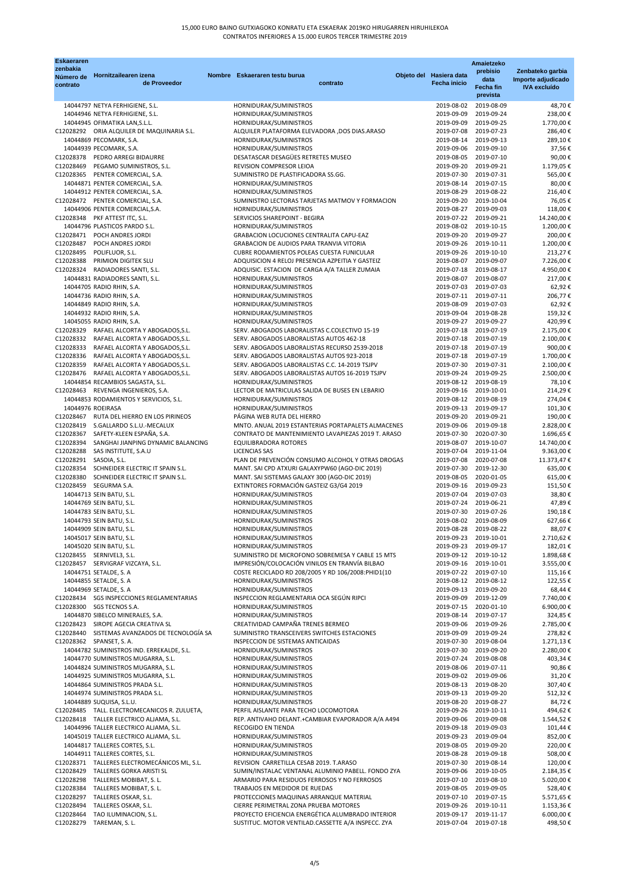15,000 EURO BAINO GUTXIAGOKO KONRATU ETA ESKAERAK 2019KO HIRUGARREN HIRUHILEKOA
CONTRATOS INFERIORES A 15.000 EUROS TERCER TRIMESTRE 2019

| Eskaeraren zenbakia Número de contrato | Hornitzailearen izena Nombre de Proveedor | Eskaeraren testu burua Objeto del contrato | Hasiera data Fecha inicio | Amaietzeko prebisio data Fecha fin prevista | Zenbateko garbia Importe adjudicado IVA excluído |
|---|---|---|---|---|---|
| 14044797 | NETYA FERHIGIENE, S.L. | HORNIDURAK/SUMINISTROS | 2019-08-02 | 2019-08-09 | 48,70 € |
| 14044946 | NETYA FERHIGIENE, S.L. | HORNIDURAK/SUMINISTROS | 2019-09-09 | 2019-09-24 | 238,00 € |
| 14044945 | OFIMATIKA LAN,S.L.L. | HORNIDURAK/SUMINISTROS | 2019-09-09 | 2019-09-25 | 1.770,00 € |
| C12028292 | ORIA ALQUILER DE MAQUINARIA S.L. | ALQUILER PLATAFORMA ELEVADORA ,DOS DIAS.ARASO | 2019-07-08 | 2019-07-23 | 286,40 € |
| 14044869 | PECOMARK, S.A. | HORNIDURAK/SUMINISTROS | 2019-08-14 | 2019-09-13 | 289,10 € |
| 14044939 | PECOMARK, S.A. | HORNIDURAK/SUMINISTROS | 2019-09-06 | 2019-09-10 | 37,56 € |
| C12028378 | PEDRO ARREGI BIDAURRE | DESATASCAR DESAGÜES RETRETES MUSEO | 2019-08-05 | 2019-07-10 | 90,00 € |
| C12028469 | PEGAMO SUMINISTROS, S.L. | REVISION COMPRESOR LEIOA | 2019-09-20 | 2019-09-21 | 1.179,05 € |
| C12028365 | PENTER COMERCIAL, S.A. | SUMINISTRO DE PLASTIFICADORA SS.GG. | 2019-07-30 | 2019-07-31 | 565,00 € |
| 14044871 | PENTER COMERCIAL, S.A. | HORNIDURAK/SUMINISTROS | 2019-08-14 | 2019-07-15 | 80,00 € |
| 14044912 | PENTER COMERCIAL, S.A. | HORNIDURAK/SUMINISTROS | 2019-08-29 | 2019-08-22 | 216,40 € |
| C12028472 | PENTER COMERCIAL, S.A. | SUMINISTRO LECTORAS TARJETAS MATMOV Y FORMACION | 2019-09-20 | 2019-10-04 | 76,05 € |
| 14044906 | PENTER COMERCIAL,S.A. | HORNIDURAK/SUMINISTROS | 2019-08-27 | 2019-09-03 | 118,00 € |
| C12028348 | PKF ATTEST ITC, S.L. | SERVICIOS SHAREPOINT - BEGIRA | 2019-07-22 | 2019-09-21 | 14.240,00 € |
| 14044796 | PLASTICOS PARDO S.L. | HORNIDURAK/SUMINISTROS | 2019-08-02 | 2019-10-15 | 1.200,00 € |
| C12028471 | POCH ANDRES JORDI | GRABACION LOCUCIONES CENTRALITA CAPU-EAZ | 2019-09-20 | 2019-09-27 | 200,00 € |
| C12028487 | POCH ANDRES JORDI | GRABACION DE AUDIOS PARA TRANVIA VITORIA | 2019-09-26 | 2019-10-11 | 1.200,00 € |
| C12028495 | POLIFLUOR, S.L. | CUBRE RODAMIENTOS POLEAS CUESTA FUNICULAR | 2019-09-26 | 2019-10-10 | 213,27 € |
| C12028388 | PRIMION DIGITEK SLU | ADQUISICION 4 RELOJ PRESENCIA AZPEITIA Y GASTEIZ | 2019-08-07 | 2019-09-07 | 7.226,00 € |
| C12028324 | RADIADORES SANTI, S.L. | ADQUISIC. ESTACION DE CARGA A/A TALLER ZUMAIA | 2019-07-18 | 2019-08-17 | 4.950,00 € |
| 14044831 | RADIADORES SANTI, S.L. | HORNIDURAK/SUMINISTROS | 2019-08-07 | 2019-08-07 | 217,00 € |
| 14044705 | RADIO RHIN, S.A. | HORNIDURAK/SUMINISTROS | 2019-07-03 | 2019-07-03 | 62,92 € |
| 14044736 | RADIO RHIN, S.A. | HORNIDURAK/SUMINISTROS | 2019-07-11 | 2019-07-11 | 206,77 € |
| 14044849 | RADIO RHIN, S.A. | HORNIDURAK/SUMINISTROS | 2019-08-09 | 2019-07-03 | 62,92 € |
| 14044932 | RADIO RHIN, S.A. | HORNIDURAK/SUMINISTROS | 2019-09-04 | 2019-08-28 | 159,32 € |
| 14045055 | RADIO RHIN, S.A. | HORNIDURAK/SUMINISTROS | 2019-09-27 | 2019-09-27 | 420,99 € |
| C12028329 | RAFAEL ALCORTA Y ABOGADOS,S.L. | SERV. ABOGADOS LABORALISTAS C.COLECTIVO 15-19 | 2019-07-18 | 2019-07-19 | 2.175,00 € |
| C12028332 | RAFAEL ALCORTA Y ABOGADOS,S.L. | SERV. ABOGADOS LABORALISTAS AUTOS 462-18 | 2019-07-18 | 2019-07-19 | 2.100,00 € |
| C12028333 | RAFAEL ALCORTA Y ABOGADOS,S.L. | SERV. ABOGADOS LABORALISTAS RECURSO 2539-2018 | 2019-07-18 | 2019-07-19 | 900,00 € |
| C12028336 | RAFAEL ALCORTA Y ABOGADOS,S.L. | SERV. ABOGADOS LABORALISTAS AUTOS 923-2018 | 2019-07-18 | 2019-07-19 | 1.700,00 € |
| C12028359 | RAFAEL ALCORTA Y ABOGADOS,S.L. | SERV. ABOGADOS LABORALISTAS C.C. 14-2019 TSJPV | 2019-07-30 | 2019-07-31 | 2.100,00 € |
| C12028476 | RAFAEL ALCORTA Y ABOGADOS,S.L. | SERV. ABOGADOS LABORALISTAS AUTOS 16-2019 TSJPV | 2019-09-24 | 2019-09-25 | 2.500,00 € |
| 14044854 | RECAMBIOS SAGASTA, S.L. | HORNIDURAK/SUMINISTROS | 2019-08-12 | 2019-08-19 | 78,10 € |
| C12028463 | REVENGA INGENIEROS, S.A. | LECTOR DE MATRICULAS SALIDA DE BUSES EN LEBARIO | 2019-09-16 | 2019-10-01 | 214,29 € |
| 14044853 | RODAMIENTOS Y SERVICIOS, S.L. | HORNIDURAK/SUMINISTROS | 2019-08-12 | 2019-08-19 | 274,04 € |
| 14044976 | ROEIRASA | HORNIDURAK/SUMINISTROS | 2019-09-13 | 2019-09-17 | 101,30 € |
| C12028467 | RUTA DEL HIERRO EN LOS PIRINEOS | PÁGINA WEB RUTA DEL HIERRO | 2019-09-20 | 2019-09-21 | 190,00 € |
| C12028419 | S.GALLARDO S.L.U.-MECALUX | MNTO. ANUAL 2019 ESTANTERIAS PORTAPALETS ALMACENES | 2019-09-06 | 2019-09-18 | 2.828,00 € |
| C12028367 | SAFETY-KLEEN ESPAÑA, S.A. | CONTRATO DE MANTENIMIENTO LAVAPIEZAS 2019 T. ARASO | 2019-07-30 | 2020-07-30 | 1.696,65 € |
| C12028394 | SANGHAI JIANPING DYNAMIC BALANCING | EQUILIBRADORA ROTORES | 2019-08-07 | 2019-10-07 | 14.740,00 € |
| C12028288 | SAS INSTITUTE, S.A.U | LICENCIAS SAS | 2019-07-04 | 2019-11-04 | 9.363,00 € |
| C12028291 | SASOIA, S.L. | PLAN DE PREVENCIÓN CONSUMO ALCOHOL Y OTRAS DROGAS | 2019-07-08 | 2020-07-08 | 11.373,47 € |
| C12028354 | SCHNEIDER ELECTRIC IT SPAIN S.L. | MANT. SAI CPD ATXURI GALAXYPW60 (AGO-DIC 2019) | 2019-07-30 | 2019-12-30 | 635,00 € |
| C12028380 | SCHNEIDER ELECTRIC IT SPAIN S.L. | MANT. SAI SISTEMAS GALAXY 300 (AGO-DIC 2019) | 2019-08-05 | 2020-01-05 | 615,00 € |
| C12028459 | SEGURMA S.A. | EXTINTORES FORMACIÓN GASTEIZ G3/G4 2019 | 2019-09-16 | 2019-09-23 | 151,50 € |
| 14044713 | SEIN BATU, S.L. | HORNIDURAK/SUMINISTROS | 2019-07-04 | 2019-07-03 | 38,80 € |
| 14044769 | SEIN BATU, S.L. | HORNIDURAK/SUMINISTROS | 2019-07-24 | 2019-06-21 | 47,89 € |
| 14044783 | SEIN BATU, S.L. | HORNIDURAK/SUMINISTROS | 2019-07-30 | 2019-07-26 | 190,18 € |
| 14044793 | SEIN BATU, S.L. | HORNIDURAK/SUMINISTROS | 2019-08-02 | 2019-08-09 | 627,66 € |
| 14044909 | SEIN BATU, S.L. | HORNIDURAK/SUMINISTROS | 2019-08-28 | 2019-08-22 | 88,07 € |
| 14045017 | SEIN BATU, S.L. | HORNIDURAK/SUMINISTROS | 2019-09-23 | 2019-10-01 | 2.710,62 € |
| 14045020 | SEIN BATU, S.L. | HORNIDURAK/SUMINISTROS | 2019-09-23 | 2019-09-17 | 182,01 € |
| C12028455 | SERNIVEL3, S.L. | SUMINISTRO DE MICROFONO SOBREMESA Y CABLE 15 MTS | 2019-09-12 | 2019-10-12 | 1.898,68 € |
| C12028457 | SERVIGRAF VIZCAYA, S.L. | IMPRESIÓN/COLOCACIÓN VINILOS EN TRANVÍA BILBAO | 2019-09-16 | 2019-10-01 | 3.555,00 € |
| 14044751 | SETALDE, S. A | COSTE RECICLADO RD 208/2005 Y RD 106/2008:PHID1(10 | 2019-07-22 | 2019-07-10 | 115,16 € |
| 14044855 | SETALDE, S. A | HORNIDURAK/SUMINISTROS | 2019-08-12 | 2019-08-12 | 122,55 € |
| 14044969 | SETALDE, S. A | HORNIDURAK/SUMINISTROS | 2019-09-13 | 2019-09-20 | 68,44 € |
| C12028434 | SGS INSPECCIONES REGLAMENTARIAS | INSPECCION REGLAMENTARIA OCA SEGÚN RIPCI | 2019-09-09 | 2019-12-09 | 7.740,00 € |
| C12028300 | SGS TECNOS S.A. | HORNIDURAK/SUMINISTROS | 2019-07-15 | 2020-01-10 | 6.900,00 € |
| 14044870 | SIBELCO MINERALES, S.A. | HORNIDURAK/SUMINISTROS | 2019-08-14 | 2019-07-17 | 324,85 € |
| C12028423 | SIROPE AGECIA CREATIVA SL | CREATIVIDAD CAMPAÑA TRENES BERMEO | 2019-09-06 | 2019-09-26 | 2.785,00 € |
| C12028440 | SISTEMAS AVANZADOS DE TECNOLOGÍA SA | SUMINISTRO TRANSCEIVERS SWITCHES ESTACIONES | 2019-09-09 | 2019-09-24 | 278,82 € |
| C12028362 | SPANSET, S. A. | INSPECCION DE SISTEMAS ANTICAIDAS | 2019-07-30 | 2019-08-04 | 1.271,13 € |
| 14044782 | SUMINISTROS IND. ERREKALDE, S.L. | HORNIDURAK/SUMINISTROS | 2019-07-30 | 2019-09-20 | 2.280,00 € |
| 14044770 | SUMINISTROS MUGARRA, S.L. | HORNIDURAK/SUMINISTROS | 2019-07-24 | 2019-08-08 | 403,34 € |
| 14044824 | SUMINISTROS MUGARRA, S.L. | HORNIDURAK/SUMINISTROS | 2019-08-06 | 2019-07-11 | 90,86 € |
| 14044925 | SUMINISTROS MUGARRA, S.L. | HORNIDURAK/SUMINISTROS | 2019-09-02 | 2019-09-06 | 31,20 € |
| 14044864 | SUMINISTROS PRADA S.L. | HORNIDURAK/SUMINISTROS | 2019-08-13 | 2019-08-20 | 307,40 € |
| 14044974 | SUMINISTROS PRADA S.L. | HORNIDURAK/SUMINISTROS | 2019-09-13 | 2019-09-20 | 512,32 € |
| 14044889 | SUQUISA, S.L.U. | HORNIDURAK/SUMINISTROS | 2019-08-20 | 2019-08-27 | 84,72 € |
| C12028485 | TALL. ELECTROMECANICOS R. ZULUETA, | PERFIL AISLANTE PARA TECHO LOCOMOTORA | 2019-09-26 | 2019-10-11 | 494,62 € |
| C12028418 | TALLER ELECTRICO ALJAMA, S.L. | REP. ANTIVAHO DELANT.+CAMBIAR EVAPORADOR A/A A494 | 2019-09-06 | 2019-09-08 | 1.544,52 € |
| 14044996 | TALLER ELECTRICO ALJAMA, S.L. | RECOGIDO EN TIENDA | 2019-09-18 | 2019-09-03 | 101,44 € |
| 14045019 | TALLER ELECTRICO ALJAMA, S.L. | HORNIDURAK/SUMINISTROS | 2019-09-23 | 2019-09-04 | 852,00 € |
| 14044817 | TALLERES CORTES, S.L. | HORNIDURAK/SUMINISTROS | 2019-08-05 | 2019-09-20 | 220,00 € |
| 14044911 | TALLERES CORTES, S.L. | HORNIDURAK/SUMINISTROS | 2019-08-28 | 2019-09-18 | 508,00 € |
| C12028371 | TALLERES ELECTROMECÁNICOS ML, S.L. | REVISION CARRETILLA CESAB 2019. T.ARASO | 2019-07-30 | 2019-08-14 | 120,00 € |
| C12028429 | TALLERES GORKA ARISTI SL | SUMIN/INSTALAC VENTANAL ALUMINIO PABELL. FONDO ZYA | 2019-09-06 | 2019-10-05 | 2.184,35 € |
| C12028298 | TALLERES MOBIBAT, S. L. | ARMARIO PARA RESIDUOS FERROSOS Y NO FERROSOS | 2019-07-10 | 2019-08-10 | 5.020,00 € |
| C12028384 | TALLERES MOBIBAT, S. L. | TRABAJOS EN MEDIDOR DE RUEDAS | 2019-08-05 | 2019-09-05 | 528,40 € |
| C12028297 | TALLERES OSKAR, S.L. | PROTECCIONES MAQUINAS ARRANQUE MATERIAL | 2019-07-10 | 2019-07-15 | 5.571,65 € |
| C12028494 | TALLERES OSKAR, S.L. | CIERRE PERIMETRAL ZONA PRUEBA MOTORES | 2019-09-26 | 2019-10-11 | 1.153,36 € |
| C12028464 | TAO ILUMINACION, S.L. | PROYECTO EFICIENCIA ENERGÉTICA ALUMBRADO INTERIOR | 2019-09-17 | 2019-11-17 | 6.000,00 € |
| C12028279 | TAREMAN, S. L. | SUSTITUC. MOTOR VENTILAD.CASSETTE A/A INSPECC. ZYA | 2019-07-04 | 2019-07-18 | 498,50 € |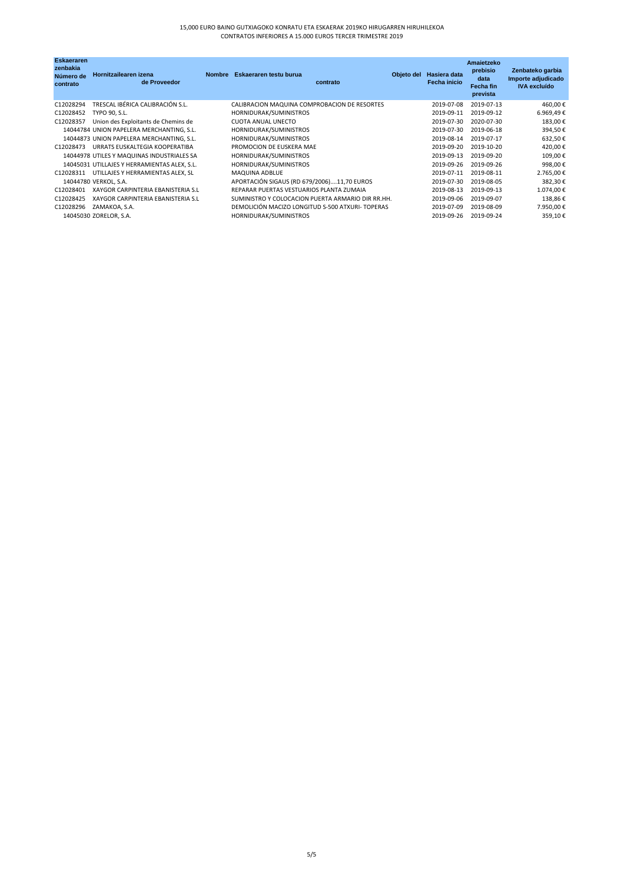15,000 EURO BAINO GUTXIAGOKO KONRATU ETA ESKAERAK 2019KO HIRUGARREN HIRUHILEKOA
CONTRATOS INFERIORES A 15.000 EUROS TERCER TRIMESTRE 2019

| Eskaeraren zenbakia Número de contrato | Hornitzailearen izena Nombre de Proveedor | Eskaeraren testu burua Objeto del contrato | Hasiera data Fecha inicio | Amaietzeko prebisio data Fecha fin prevista | Zenbateko garbia Importe adjudicado IVA excluído |
|---|---|---|---|---|---|
| C12028294 | TRESCAL IBÉRICA CALIBRACIÓN S.L. | CALIBRACION MAQUINA COMPROBACION DE RESORTES | 2019-07-08 | 2019-07-13 | 460,00 € |
| C12028452 | TYPO 90, S.L. | HORNIDURAK/SUMINISTROS | 2019-09-11 | 2019-09-12 | 6.969,49 € |
| C12028357 | Union des Exploitants de Chemins de | CUOTA ANUAL UNECTO | 2019-07-30 | 2020-07-30 | 183,00 € |
| 14044784 | UNION PAPELERA MERCHANTING, S.L. | HORNIDURAK/SUMINISTROS | 2019-07-30 | 2019-06-18 | 394,50 € |
| 14044873 | UNION PAPELERA MERCHANTING, S.L. | HORNIDURAK/SUMINISTROS | 2019-08-14 | 2019-07-17 | 632,50 € |
| C12028473 | URRATS EUSKALTEGIA KOOPERATIBA | PROMOCION DE EUSKERA MAE | 2019-09-20 | 2019-10-20 | 420,00 € |
| 14044978 | UTILES Y MAQUINAS INDUSTRIALES SA | HORNIDURAK/SUMINISTROS | 2019-09-13 | 2019-09-20 | 109,00 € |
| 14045031 | UTILLAJES Y HERRAMIENTAS ALEX, S.L. | HORNIDURAK/SUMINISTROS | 2019-09-26 | 2019-09-26 | 998,00 € |
| C12028311 | UTILLAJES Y HERRAMIENTAS ALEX, SL | MAQUINA ADBLUE | 2019-07-11 | 2019-08-11 | 2.765,00 € |
| 14044780 | VERKOL, S.A. | APORTACIÓN SIGAUS (RD 679/2006)....11,70 EUROS | 2019-07-30 | 2019-08-05 | 382,30 € |
| C12028401 | XAYGOR CARPINTERIA EBANISTERIA S.L | REPARAR PUERTAS VESTUARIOS PLANTA ZUMAIA | 2019-08-13 | 2019-09-13 | 1.074,00 € |
| C12028425 | XAYGOR CARPINTERIA EBANISTERIA S.L | SUMINISTRO Y COLOCACION PUERTA ARMARIO DIR RR.HH. | 2019-09-06 | 2019-09-07 | 138,86 € |
| C12028296 | ZAMAKOA, S.A. | DEMOLICIÓN MACIZO LONGITUD S-500 ATXURI- TOPERAS | 2019-07-09 | 2019-08-09 | 7.950,00 € |
| 14045030 | ZORELOR, S.A. | HORNIDURAK/SUMINISTROS | 2019-09-26 | 2019-09-24 | 359,10 € |